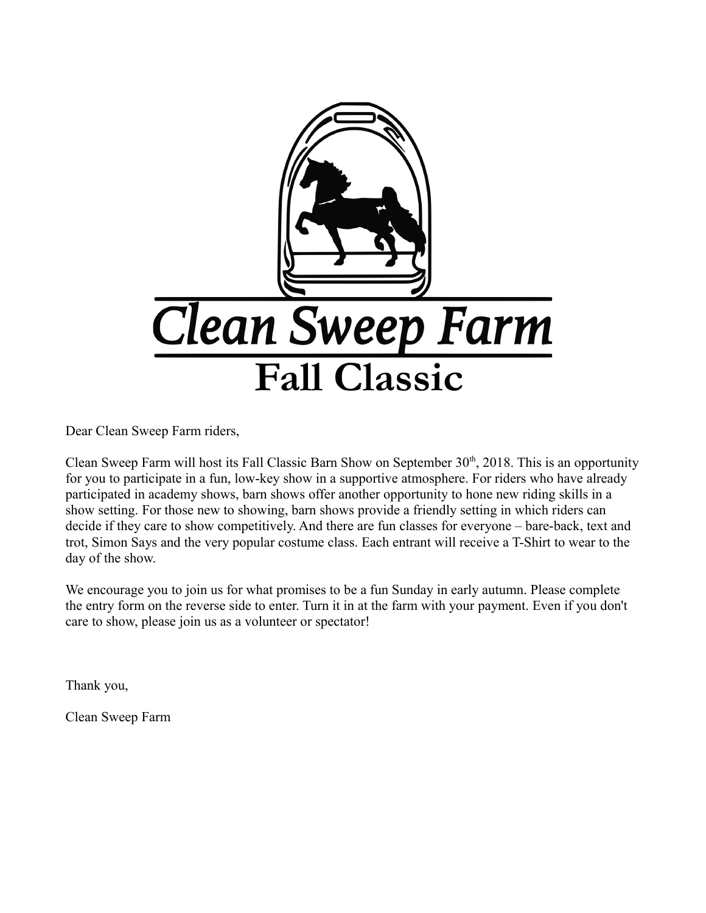# Clean Sweep Farm

## Fall Classic

Dear Clean Sweep Farm riders,

Clean Sweep Farm will host its Fall Classic Barn Show on September 30th, 2018. This is an opportunity for you to participate in a fun, low-key show in a supportive atmosphere. For riders who have already participated in academy shows, barn shows offer another opportunity to hone new riding skills in a show setting. For those new to showing, barn shows provide a friendly setting in which riders can decide if they care to show competitively. And there are fun classes for everyone – bare-back, text and trot, Simon Says and the very popular costume class. Each entrant will receive a T-Shirt to wear to the day of the show.

We encourage you to join us for what promises to be a fun Sunday in early autumn. Please complete the entry form on the reverse side to enter. Turn it in at the farm with your payment. Even if you don't care to show, please join us as a volunteer or spectator!

Thank you,

Clean Sweep Farm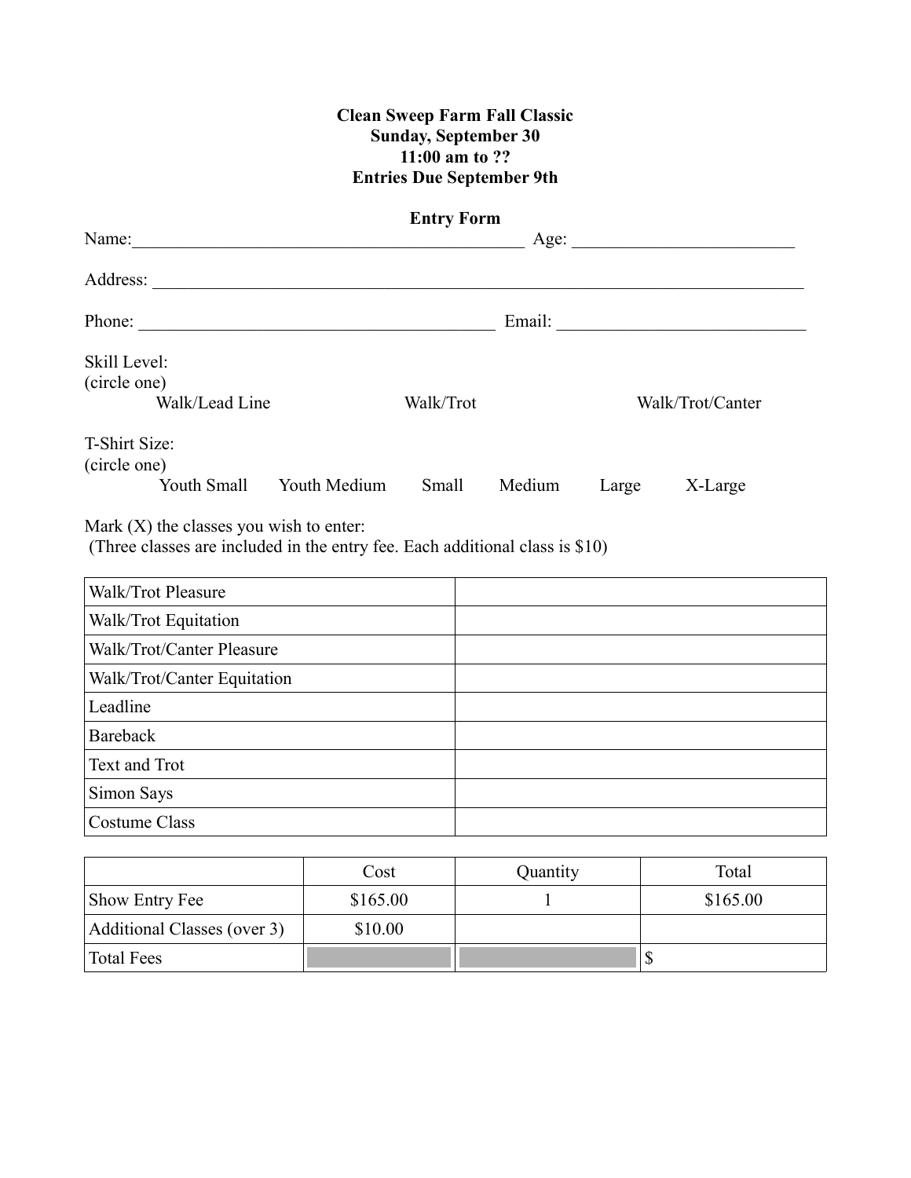**Clean Sweep Farm Fall Classic**
**Sunday, September 30**
**11:00 am to ??**
**Entries Due September 9th**

**Entry Form**

Name:_______________________________________________ Age: __________________________

Address: ______________________________________________________________________________

Phone: _________________________________________ Email: _____________________________

Skill Level:
(circle one)

Walk/Lead Line      Walk/Trot      Walk/Trot/Canter

T-Shirt Size:
(circle one)

Youth Small      Youth Medium      Small      Medium      Large      X-Large

Mark (X) the classes you wish to enter:
(Three classes are included in the entry fee. Each additional class is $10)

| | |
|---|---|
| Walk/Trot Pleasure | |
| Walk/Trot Equitation | |
| Walk/Trot/Canter Pleasure | |
| Walk/Trot/Canter Equitation | |
| Leadline | |
| Bareback | |
| Text and Trot | |
| Simon Says | |
| Costume Class | |

| | Cost | Quantity | Total |
|---|---|---|---|
| Show Entry Fee | $165.00 | 1 | $165.00 |
| Additional Classes (over 3) | $10.00 | | |
| Total Fees | | | $ |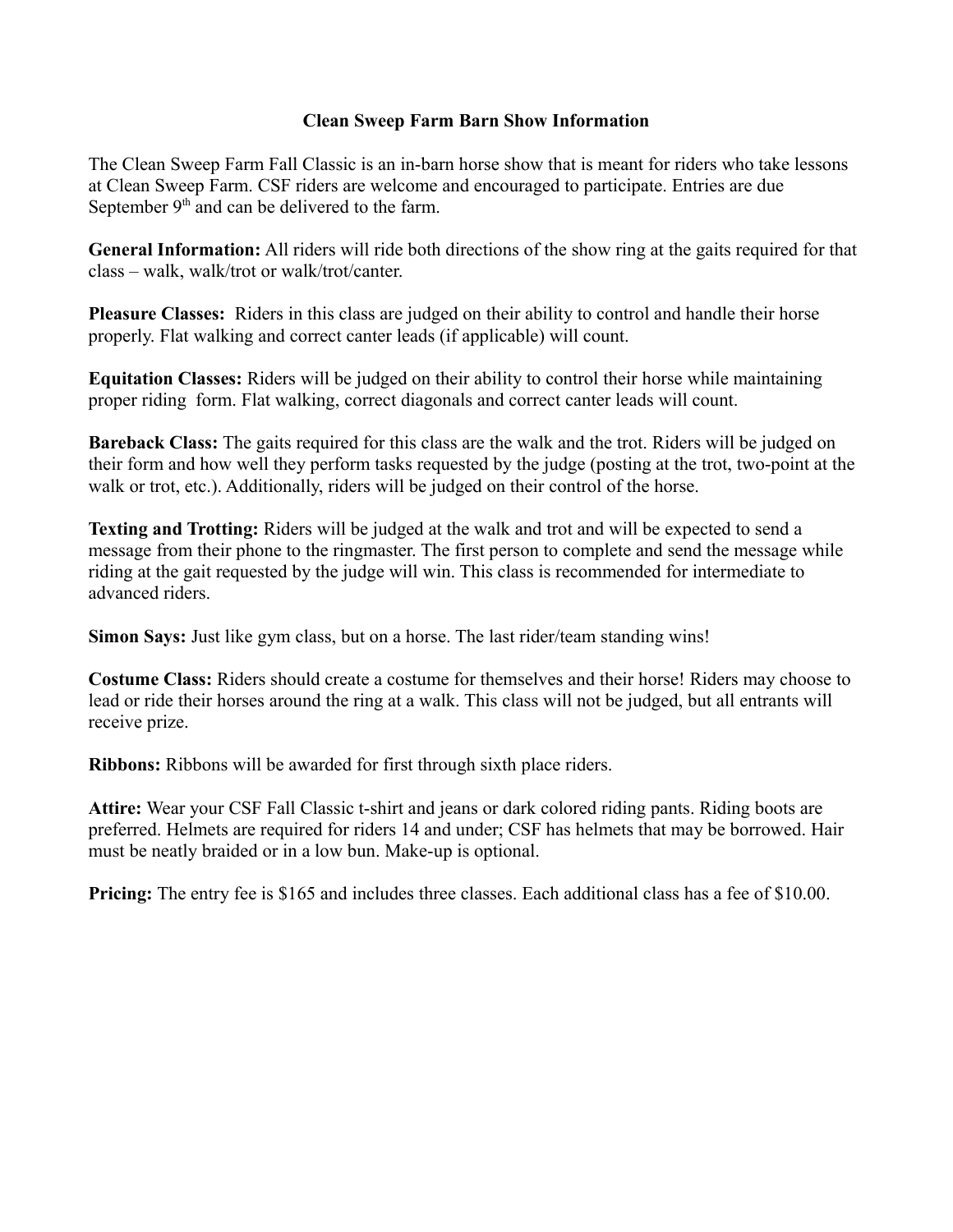# Clean Sweep Farm Barn Show Information

The Clean Sweep Farm Fall Classic is an in-barn horse show that is meant for riders who take lessons at Clean Sweep Farm. CSF riders are welcome and encouraged to participate. Entries are due September 9th and can be delivered to the farm.

**General Information:** All riders will ride both directions of the show ring at the gaits required for that class – walk, walk/trot or walk/trot/canter.

**Pleasure Classes:** Riders in this class are judged on their ability to control and handle their horse properly. Flat walking and correct canter leads (if applicable) will count.

**Equitation Classes:** Riders will be judged on their ability to control their horse while maintaining proper riding form. Flat walking, correct diagonals and correct canter leads will count.

**Bareback Class:** The gaits required for this class are the walk and the trot. Riders will be judged on their form and how well they perform tasks requested by the judge (posting at the trot, two-point at the walk or trot, etc.). Additionally, riders will be judged on their control of the horse.

**Texting and Trotting:** Riders will be judged at the walk and trot and will be expected to send a message from their phone to the ringmaster. The first person to complete and send the message while riding at the gait requested by the judge will win. This class is recommended for intermediate to advanced riders.

**Simon Says:** Just like gym class, but on a horse. The last rider/team standing wins!

**Costume Class:** Riders should create a costume for themselves and their horse! Riders may choose to lead or ride their horses around the ring at a walk. This class will not be judged, but all entrants will receive prize.

**Ribbons:** Ribbons will be awarded for first through sixth place riders.

**Attire:** Wear your CSF Fall Classic t-shirt and jeans or dark colored riding pants. Riding boots are preferred. Helmets are required for riders 14 and under; CSF has helmets that may be borrowed. Hair must be neatly braided or in a low bun. Make-up is optional.

**Pricing:** The entry fee is $165 and includes three classes. Each additional class has a fee of $10.00.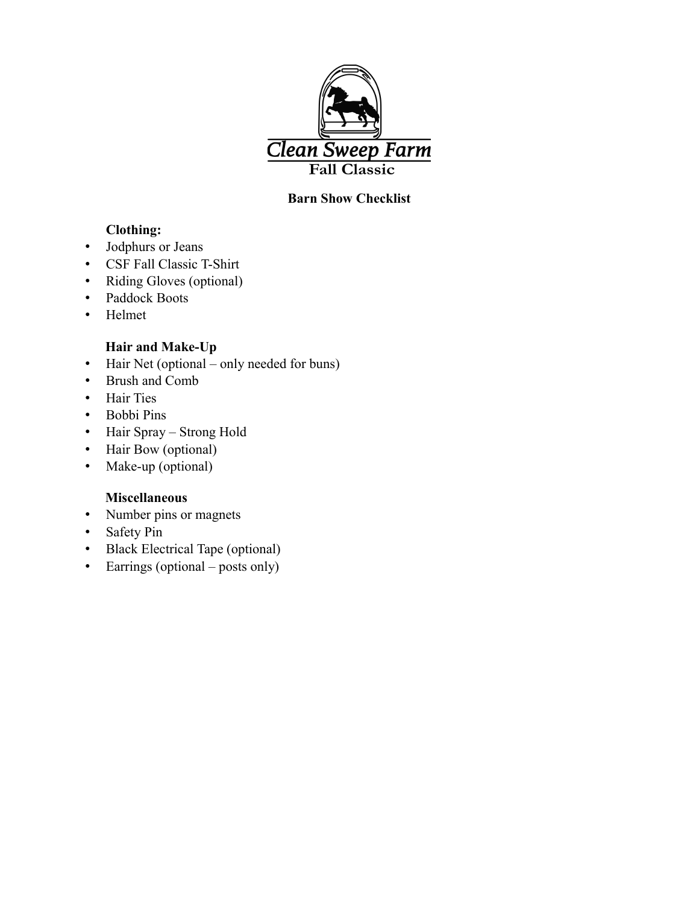# Clean Sweep Farm

## Fall Classic

### Barn Show Checklist

**Clothing:**

- Jodphurs or Jeans
- CSF Fall Classic T-Shirt
- Riding Gloves (optional)
- Paddock Boots
- Helmet

**Hair and Make-Up**

- Hair Net (optional – only needed for buns)
- Brush and Comb
- Hair Ties
- Bobbi Pins
- Hair Spray – Strong Hold
- Hair Bow (optional)
- Make-up (optional)

**Miscellaneous**

- Number pins or magnets
- Safety Pin
- Black Electrical Tape (optional)
- Earrings (optional – posts only)